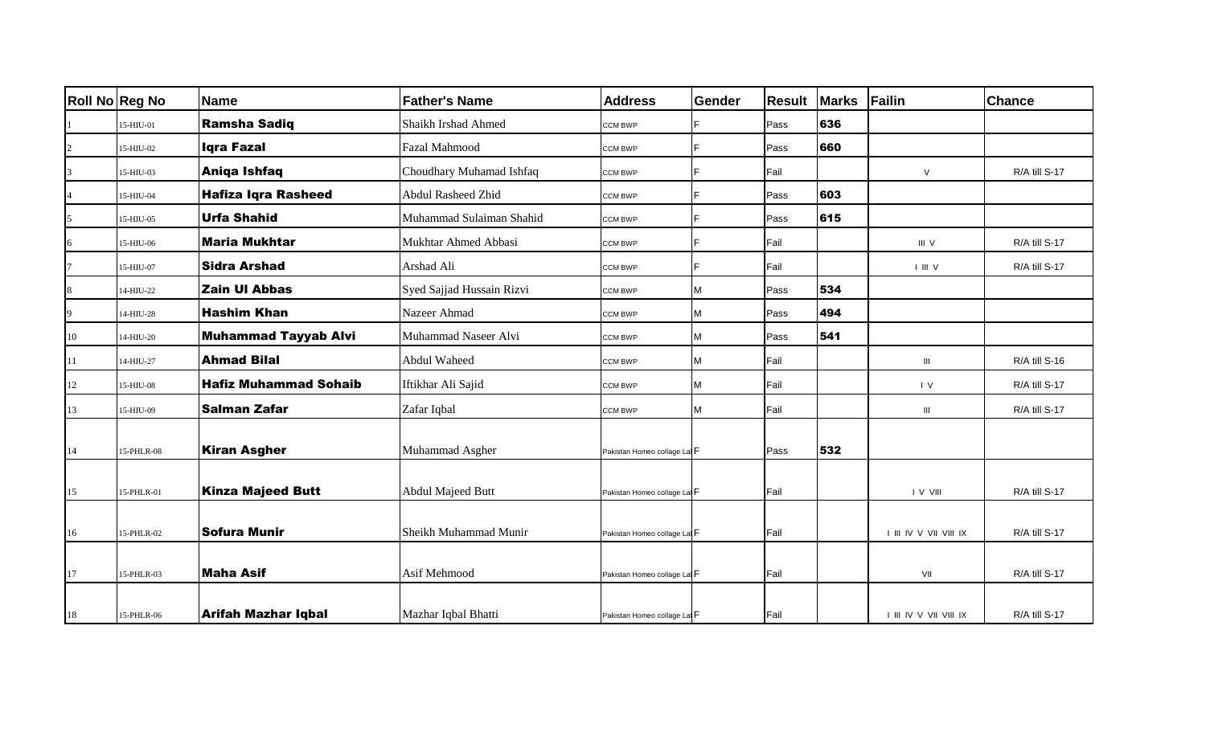| Roll No | Reg No | Name | Father's Name | Address | Gender | Result | Marks | Failin | Chance |
| --- | --- | --- | --- | --- | --- | --- | --- | --- | --- |
| 1 | 15-HIU-01 | **Ramsha Sadiq** | Shaikh Irshad Ahmed | CCM BWP | F | Pass | **636** | | |
| 2 | 15-HIU-02 | **Iqra Fazal** | Fazal Mahmood | CCM BWP | F | Pass | **660** | | |
| 3 | 15-HIU-03 | **Aniqa Ishfaq** | Choudhary Muhamad Ishfaq | CCM BWP | F | Fail | | V | R/A till S-17 |
| 4 | 15-HIU-04 | **Hafiza Iqra Rasheed** | Abdul Rasheed Zhid | CCM BWP | F | Pass | **603** | | |
| 5 | 15-HIU-05 | **Urfa Shahid** | Muhammad Sulaiman Shahid | CCM BWP | F | Pass | **615** | | |
| 6 | 15-HIU-06 | **Maria Mukhtar** | Mukhtar Ahmed Abbasi | CCM BWP | F | Fail | | III V | R/A till S-17 |
| 7 | 15-HIU-07 | **Sidra Arshad** | Arshad Ali | CCM BWP | F | Fail | | I III V | R/A till S-17 |
| 8 | 14-HIU-22 | **Zain Ul Abbas** | Syed Sajjad Hussain Rizvi | CCM BWP | M | Pass | **534** | | |
| 9 | 14-HIU-28 | **Hashim Khan** | Nazeer Ahmad | CCM BWP | M | Pass | **494** | | |
| 10 | 14-HIU-20 | **Muhammad Tayyab Alvi** | Muhammad Naseer Alvi | CCM BWP | M | Pass | **541** | | |
| 11 | 14-HIU-27 | **Ahmad Bilal** | Abdul Waheed | CCM BWP | M | Fail | | III | R/A till S-16 |
| 12 | 15-HIU-08 | **Hafiz Muhammad Sohaib** | Iftikhar Ali Sajid | CCM BWP | M | Fail | | I V | R/A till S-17 |
| 13 | 15-HIU-09 | **Salman Zafar** | Zafar Iqbal | CCM BWP | M | Fail | | III | R/A till S-17 |
| 14 | 15-PHLR-08 | **Kiran Asgher** | Muhammad Asgher | Pakistan Homeo collage Lal | F | Pass | **532** | | |
| 15 | 15-PHLR-01 | **Kinza Majeed Butt** | Abdul Majeed Butt | Pakistan Homeo collage Lal | F | Fail | | I V VIII | R/A till S-17 |
| 16 | 15-PHLR-02 | **Sofura Munir** | Sheikh Muhammad Munir | Pakistan Homeo collage Lal | F | Fail | | I III IV V VII VIII IX | R/A till S-17 |
| 17 | 15-PHLR-03 | **Maha Asif** | Asif Mehmood | Pakistan Homeo collage Lal | F | Fail | | VII | R/A till S-17 |
| 18 | 15-PHLR-06 | **Arifah Mazhar Iqbal** | Mazhar Iqbal Bhatti | Pakistan Homeo collage Lal | F | Fail | | I III IV V VII VIII IX | R/A till S-17 |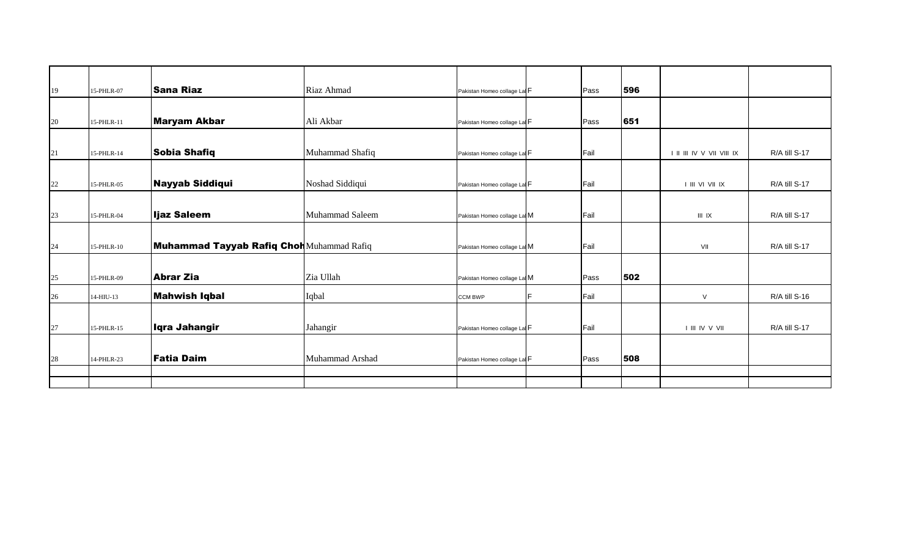| | | | | | | | | | | |
|---|---|---|---|---|---|---|---|---|---|---|
| 19 | 15-PHLR-07 | **Sana Riaz** | Riaz Ahmad | Pakistan Homeo collage La | F | | Pass | **596** | | |
| 20 | 15-PHLR-11 | **Maryam Akbar** | Ali Akbar | Pakistan Homeo collage La | F | | Pass | **651** | | |
| 21 | 15-PHLR-14 | **Sobia Shafiq** | Muhammad Shafiq | Pakistan Homeo collage La | F | | Fail | | I II III IV V VII VIII IX | R/A till S-17 |
| 22 | 15-PHLR-05 | **Nayyab Siddiqui** | Noshad Siddiqui | Pakistan Homeo collage La | F | | Fail | | I III VI VII IX | R/A till S-17 |
| 23 | 15-PHLR-04 | **Ijaz Saleem** | Muhammad Saleem | Pakistan Homeo collage La | M | | Fail | | III IX | R/A till S-17 |
| 24 | 15-PHLR-10 | **Muhammad Tayyab Rafiq Choh** | Muhammad Rafiq | Pakistan Homeo collage La | M | | Fail | | VII | R/A till S-17 |
| 25 | 15-PHLR-09 | **Abrar Zia** | Zia Ullah | Pakistan Homeo collage La | M | | Pass | **502** | | |
| 26 | 14-HIU-13 | **Mahwish Iqbal** | Iqbal | CCM BWP | F | | Fail | | V | R/A till S-16 |
| 27 | 15-PHLR-15 | **Iqra Jahangir** | Jahangir | Pakistan Homeo collage La | F | | Fail | | I III IV V VII | R/A till S-17 |
| 28 | 14-PHLR-23 | **Fatia Daim** | Muhammad Arshad | Pakistan Homeo collage La | F | | Pass | **508** | | |